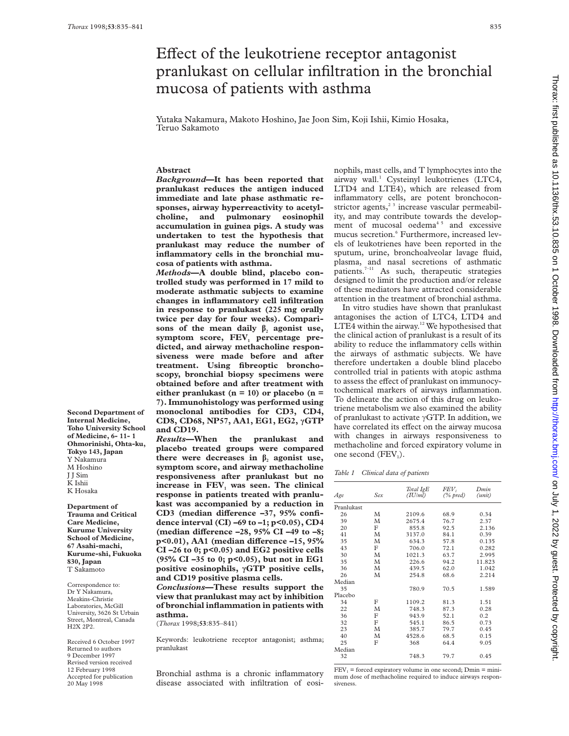# Effect of the leukotriene receptor antagonist pranlukast on cellular infiltration in the bronchial mucosa of patients with asthma

Yutaka Nakamura, Makoto Hoshino, Jae Joon Sim, Koji Ishii, Kimio Hosaka, Teruo Sakamoto

**Second Department of Internal Medicine, Toho University School of Medicine, 6- 11- 1 Ohmorinishi, Ohta-ku, Tokyo 143, Japan**
Y Nakamura
M Hoshino
J J Sim
K Ishii
K Hosaka

**Department of Trauma and Critical Care Medicine, Kurume University School of Medicine, 67 Asahi-machi, Kurume-shi, Fukuoka 830, Japan**
T Sakamoto

Correspondence to: Dr Y Nakamura, Meakins-Christie Laboratories, McGill University, 3626 St Urbain Street, Montreal, Canada H2X 2P2.

Received 6 October 1997
Returned to authors 9 December 1997
Revised version received 12 February 1998
Accepted for publication 20 May 1998

## Abstract

***Background*—It has been reported that pranlukast reduces the antigen induced immediate and late phase asthmatic responses, airway hyperreactivity to acetylcholine, and pulmonary eosinophil accumulation in guinea pigs. A study was undertaken to test the hypothesis that pranlukast may reduce the number of inflammatory cells in the bronchial mucosa of patients with asthma.**

***Methods*—A double blind, placebo controlled study was performed in 17 mild to moderate asthmatic subjects to examine changes in inflammatory cell infiltration in response to pranlukast (225 mg orally twice per day for four weeks). Comparisons of the mean daily $\beta_2$ agonist use, symptom score, $FEV_1$ percentage predicted, and airway methacholine responsiveness were made before and after treatment. Using fibreoptic bronchoscopy, bronchial biopsy specimens were obtained before and after treatment with either pranlukast (n = 10) or placebo (n = 7). Immunohistology was performed using monoclonal antibodies for CD3, CD4, CD8, CD68, NP57, AA1, EG1, EG2, γGTP and CD19.**

***Results*—When the pranlukast and placebo treated groups were compared there were decreases in $\beta_2$ agonist use, symptom score, and airway methacholine responsiveness after pranlukast but no increase in $FEV_1$ was seen. The clinical response in patients treated with pranlukast was accompanied by a reduction in CD3 (median difference –37, 95% confidence interval (CI) –69 to –1; p<0.05), CD4 (median difference –28, 95% CI –49 to –8; p<0.01), AA1 (median difference –15, 95% CI –26 to 0; p<0.05) and EG2 positive cells (95% CI –35 to 0; p<0.05), but not in EG1 positive eosinophils, γGTP positive cells, and CD19 positive plasma cells.**

***Conclusions*—These results support the view that pranlukast may act by inhibition of bronchial inflammation in patients with asthma.**

(*Thorax* 1998;**53**:835–841)

Keywords: leukotriene receptor antagonist; asthma; pranlukast

Bronchial asthma is a chronic inflammatory disease associated with infiltration of eosinophils, mast cells, and T lymphocytes into the airway wall.[1] Cysteinyl leukotrienes (LTC4, LTD4 and LTE4), which are released from inflammatory cells, are potent bronchoconstrictor agents,[2,3] increase vascular permeability, and may contribute towards the development of mucosal oedema[4,5] and excessive mucus secretion.[6] Furthermore, increased levels of leukotrienes have been reported in the sputum, urine, bronchoalveolar lavage fluid, plasma, and nasal secretions of asthmatic patients.[7–11] As such, therapeutic strategies designed to limit the production and/or release of these mediators have attracted considerable attention in the treatment of bronchial asthma.

In vitro studies have shown that pranlukast antagonises the action of LTC4, LTD4 and LTE4 within the airway.[12] We hypothesised that the clinical action of pranlukast is a result of its ability to reduce the inflammatory cells within the airways of asthmatic subjects. We have therefore undertaken a double blind placebo controlled trial in patients with atopic asthma to assess the effect of pranlukast on immunocytochemical markers of airways inflammation. To delineate the action of this drug on leukotriene metabolism we also examined the ability of pranlukast to activate γGTP. In addition, we have correlated its effect on the airway mucosa with changes in airways responsiveness to methacholine and forced expiratory volume in one second ($FEV_1$).

*Table 1 Clinical data of patients*

| *Age* | *Sex* | *Total IgE (IU/ml)* | *$FEV_1$ (% pred)* | *Dmin (unit)* |
|---|---|---|---|---|
| Pranlukast | | | | |
| 26 | M | 2109.6 | 68.9 | 0.34 |
| 39 | M | 2675.4 | 76.7 | 2.37 |
| 20 | F | 855.8 | 92.5 | 2.136 |
| 41 | M | 3137.0 | 84.1 | 0.39 |
| 35 | M | 634.3 | 57.8 | 0.135 |
| 43 | F | 706.0 | 72.1 | 0.282 |
| 30 | M | 1021.3 | 63.7 | 2.995 |
| 35 | M | 226.6 | 94.2 | 11.823 |
| 36 | M | 439.5 | 62.0 | 1.042 |
| 26 | M | 254.8 | 68.6 | 2.214 |
| Median | | | | |
| 35 | | 780.9 | 70.5 | 1.589 |
| Placebo | | | | |
| 34 | F | 1109.2 | 81.3 | 1.51 |
| 22 | M | 748.3 | 87.3 | 0.28 |
| 36 | F | 943.9 | 52.1 | 0.2 |
| 32 | F | 545.1 | 86.5 | 0.73 |
| 23 | M | 385.7 | 79.7 | 0.45 |
| 40 | M | 4528.6 | 68.5 | 0.15 |
| 25 | F | 368 | 64.4 | 9.05 |
| Median | | | | |
| 32 | | 748.3 | 79.7 | 0.45 |

$FEV_1$ = forced expiratory volume in one second; Dmin = minimum dose of methacholine required to induce airways responsiveness.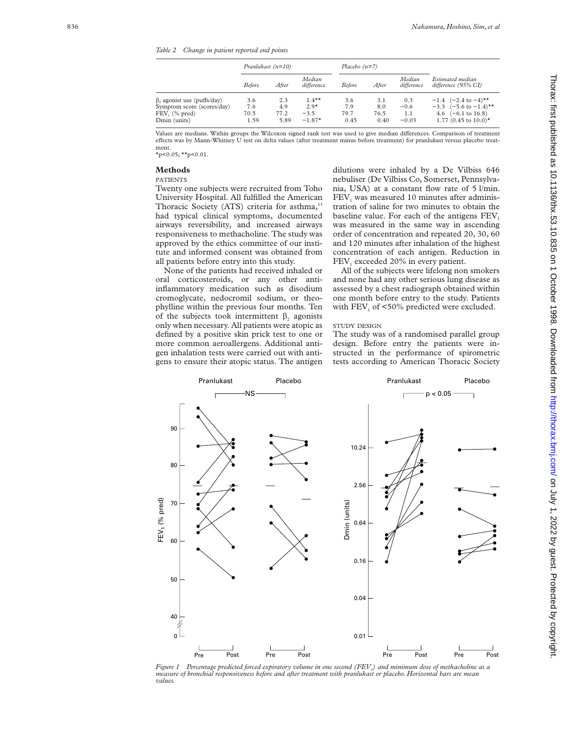*Table 2 Change in patient reported end points*

| | Pranlukast (n=10) | | | Placebo (n=7) | | | |
|---|---|---|---|---|---|---|---|
| | Before | After | Median difference | Before | After | Median difference | Estimated median difference (95% CI) |
| $\beta_2$ agonist use (puffs/day) | 3.6 | 2.3 | 1.4** | 3.6 | 3.1 | 0.3 | −1.4 (−2.4 to −4)** |
| Symptom score (scores/day) | 7.6 | 4.9 | 2.9* | 7.9 | 8.0 | −0.6 | −3.3 (−5.6 to −1.4)** |
| $FEV_1$ (% pred) | 70.5 | 77.2 | −3.5 | 79.7 | 76.5 | 1.1 | 4.6 (−6.1 to 16.8) |
| Dmin (units) | 1.59 | 5.89 | −1.87* | 0.45 | 0.40 | −0.03 | 1.77 (0.45 to 10.0)* |

Values are medians. Within groups the Wilcoxon signed rank test was used to give median differences. Comparison of treatment effects was by Mann-Whitney U test on delta values (after treatment minus before treatment) for pranlukast versus placebo treatment.
*p<0.05; **p<0.01.

## Methods

### PATIENTS

Twenty one subjects were recruited from Toho University Hospital. All fulfilled the American Thoracic Society (ATS) criteria for asthma,[13] had typical clinical symptoms, documented airways reversibility, and increased airways responsiveness to methacholine. The study was approved by the ethics committee of our institute and informed consent was obtained from all patients before entry into this study.

None of the patients had received inhaled or oral corticosteroids, or any other anti-inflammatory medication such as disodium cromoglycate, nedocromil sodium, or theophylline within the previous four months. Ten of the subjects took intermittent $\beta_2$ agonists only when necessary. All patients were atopic as defined by a positive skin prick test to one or more common aeroallergens. Additional antigen inhalation tests were carried out with antigens to ensure their atopic status. The antigen dilutions were inhaled by a De Vilbiss 646 nebuliser (De Vilbiss Co, Somerset, Pennsylvania, USA) at a constant flow rate of 5 l/min. $FEV_1$ was measured 10 minutes after administration of saline for two minutes to obtain the baseline value. For each of the antigens $FEV_1$ was measured in the same way in ascending order of concentration and repeated 20, 30, 60 and 120 minutes after inhalation of the highest concentration of each antigen. Reduction in $FEV_1$ exceeded 20% in every patient.

All of the subjects were lifelong non smokers and none had any other serious lung disease as assessed by a chest radiograph obtained within one month before entry to the study. Patients with $FEV_1$ of <50% predicted were excluded.

### STUDY DESIGN

The study was of a randomised parallel group design. Before entry the patients were instructed in the performance of spirometric tests according to American Thoracic Society

*Figure 1 Percentage predicted forced expiratory volume in one second ($FEV_1$) and minimum dose of methacholine as a measure of bronchial responsiveness before and after treatment with pranlukast or placebo. Horizontal bars are mean values.*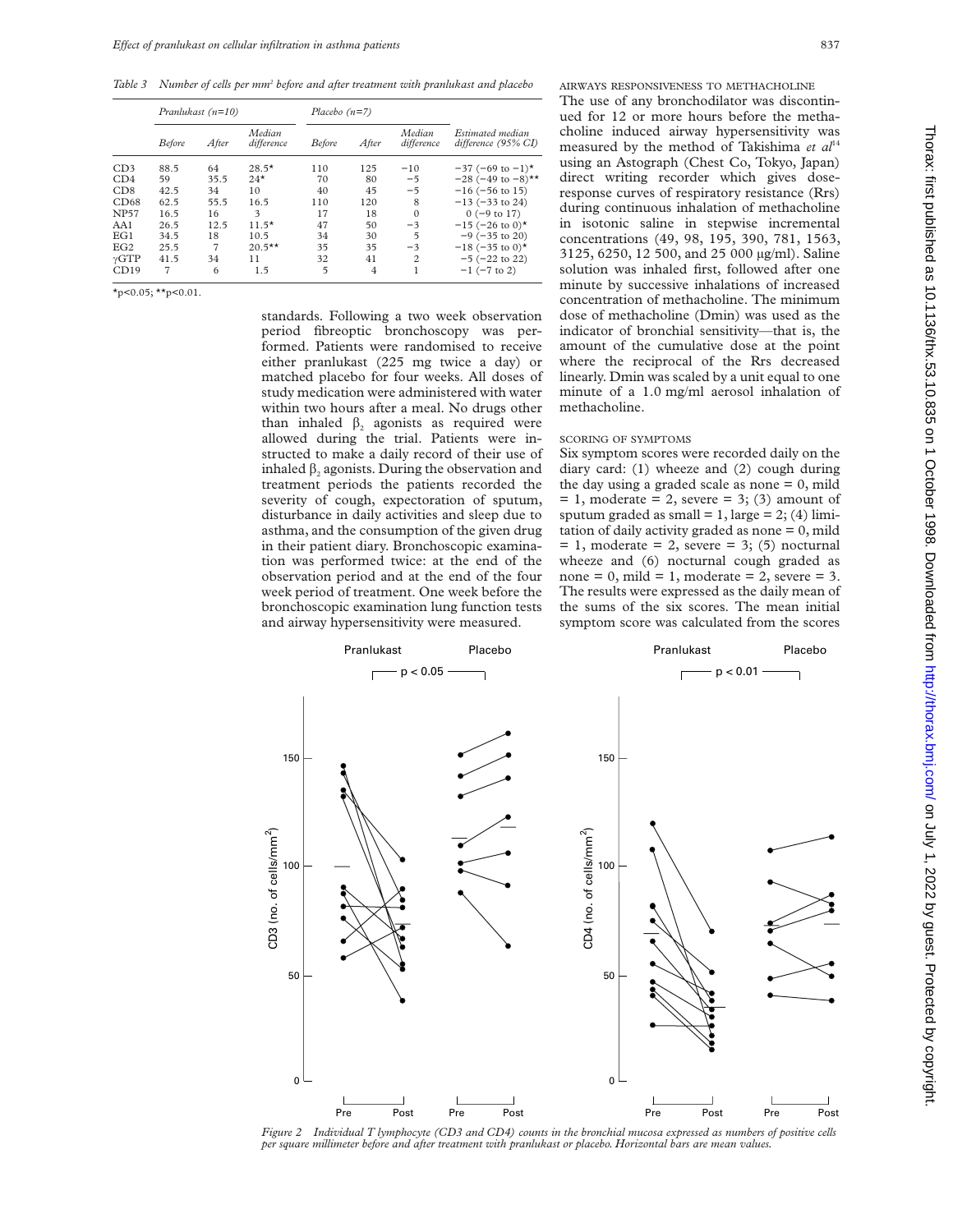*Table 3 Number of cells per mm² before and after treatment with pranlukast and placebo*

| | Pranlukast (n=10) | | | Placebo (n=7) | | | |
|---|---|---|---|---|---|---|---|
| | Before | After | Median difference | Before | After | Median difference | Estimated median difference (95% CI) |
| CD3 | 88.5 | 64 | 28.5* | 110 | 125 | −10 | −37 (−69 to −1)* |
| CD4 | 59 | 35.5 | 24* | 70 | 80 | −5 | −28 (−49 to −8)** |
| CD8 | 42.5 | 34 | 10 | 40 | 45 | −5 | −16 (−56 to 15) |
| CD68 | 62.5 | 55.5 | 16.5 | 110 | 120 | 8 | −13 (−33 to 24) |
| NP57 | 16.5 | 16 | 3 | 17 | 18 | 0 | 0 (−9 to 17) |
| AA1 | 26.5 | 12.5 | 11.5* | 47 | 50 | −3 | −15 (−26 to 0)* |
| EG1 | 34.5 | 18 | 10.5 | 34 | 30 | 5 | −9 (−35 to 20) |
| EG2 | 25.5 | 7 | 20.5** | 35 | 35 | −3 | −18 (−35 to 0)* |
| γGTP | 41.5 | 34 | 11 | 32 | 41 | 2 | −5 (−22 to 22) |
| CD19 | 7 | 6 | 1.5 | 5 | 4 | 1 | −1 (−7 to 2) |

*p<0.05; **p<0.01.

standards. Following a two week observation period fibreoptic bronchoscopy was performed. Patients were randomised to receive either pranlukast (225 mg twice a day) or matched placebo for four weeks. All doses of study medication were administered with water within two hours after a meal. No drugs other than inhaled $\beta_2$ agonists as required were allowed during the trial. Patients were instructed to make a daily record of their use of inhaled $\beta_2$ agonists. During the observation and treatment periods the patients recorded the severity of cough, expectoration of sputum, disturbance in daily activities and sleep due to asthma, and the consumption of the given drug in their patient diary. Bronchoscopic examination was performed twice: at the end of the observation period and at the end of the four week period of treatment. One week before the bronchoscopic examination lung function tests and airway hypersensitivity were measured.

### AIRWAYS RESPONSIVENESS TO METHACHOLINE

The use of any bronchodilator was discontinued for 12 or more hours before the methacholine induced airway hypersensitivity was measured by the method of Takishima *et al*[14] using an Astograph (Chest Co, Tokyo, Japan) direct writing recorder which gives dose-response curves of respiratory resistance (Rrs) during continuous inhalation of methacholine in isotonic saline in stepwise incremental concentrations (49, 98, 195, 390, 781, 1563, 3125, 6250, 12 500, and 25 000 μg/ml). Saline solution was inhaled first, followed after one minute by successive inhalations of increased concentration of methacholine. The minimum dose of methacholine (Dmin) was used as the indicator of bronchial sensitivity—that is, the amount of the cumulative dose at the point where the reciprocal of the Rrs decreased linearly. Dmin was scaled by a unit equal to one minute of a 1.0 mg/ml aerosol inhalation of methacholine.

### SCORING OF SYMPTOMS

Six symptom scores were recorded daily on the diary card: (1) wheeze and (2) cough during the day using a graded scale as none = 0, mild = 1, moderate = 2, severe = 3; (3) amount of sputum graded as small = 1, large = 2; (4) limitation of daily activity graded as none = 0, mild = 1, moderate = 2, severe = 3; (5) nocturnal wheeze and (6) nocturnal cough graded as none = 0, mild = 1, moderate = 2, severe = 3. The results were expressed as the daily mean of the sums of the six scores. The mean initial symptom score was calculated from the scores

*Figure 2 Individual T lymphocyte (CD3 and CD4) counts in the bronchial mucosa expressed as numbers of positive cells per square millimeter before and after treatment with pranlukast or placebo. Horizontal bars are mean values.*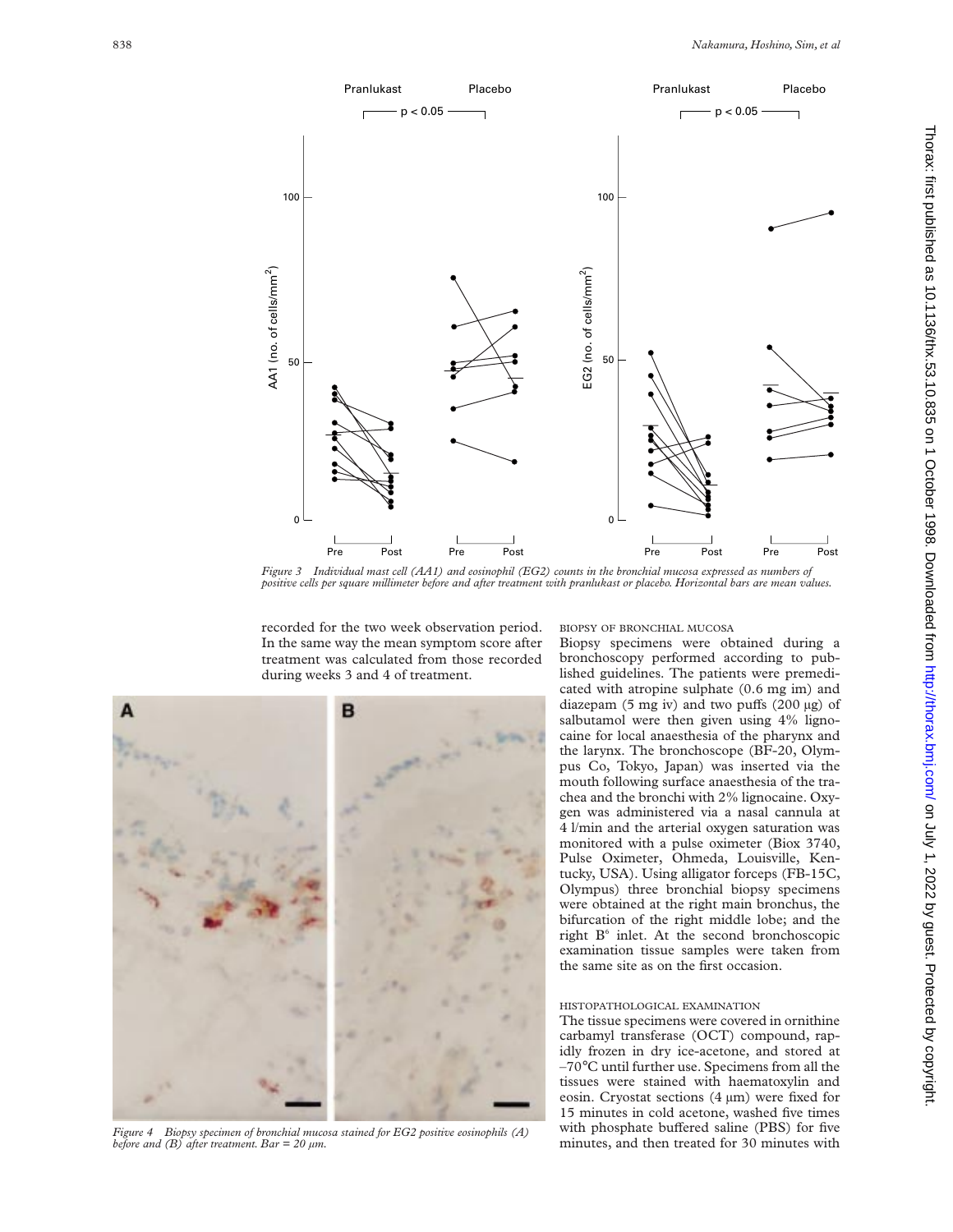Figure 3 Individual mast cell (AA1) and eosinophil (EG2) counts in the bronchial mucosa expressed as numbers of positive cells per square millimeter before and after treatment with pranlukast or placebo. Horizontal bars are mean values.

recorded for the two week observation period. In the same way the mean symptom score after treatment was calculated from those recorded during weeks 3 and 4 of treatment.

Figure 4 Biopsy specimen of bronchial mucosa stained for EG2 positive eosinophils (A) before and (B) after treatment. Bar = 20 µm.

#### BIOPSY OF BRONCHIAL MUCOSA

Biopsy specimens were obtained during a bronchoscopy performed according to published guidelines. The patients were premedicated with atropine sulphate (0.6 mg im) and diazepam (5 mg iv) and two puffs (200 µg) of salbutamol were then given using 4% lignocaine for local anaesthesia of the pharynx and the larynx. The bronchoscope (BF-20, Olympus Co, Tokyo, Japan) was inserted via the mouth following surface anaesthesia of the trachea and the bronchi with 2% lignocaine. Oxygen was administered via a nasal cannula at 4 l/min and the arterial oxygen saturation was monitored with a pulse oximeter (Biox 3740, Pulse Oximeter, Ohmeda, Louisville, Kentucky, USA). Using alligator forceps (FB-15C, Olympus) three bronchial biopsy specimens were obtained at the right main bronchus, the bifurcation of the right middle lobe; and the right $B^6$ inlet. At the second bronchoscopic examination tissue samples were taken from the same site as on the first occasion.

#### HISTOPATHOLOGICAL EXAMINATION

The tissue specimens were covered in ornithine carbamyl transferase (OCT) compound, rapidly frozen in dry ice-acetone, and stored at –70°C until further use. Specimens from all the tissues were stained with haematoxylin and eosin. Cryostat sections (4 µm) were fixed for 15 minutes in cold acetone, washed five times with phosphate buffered saline (PBS) for five minutes, and then treated for 30 minutes with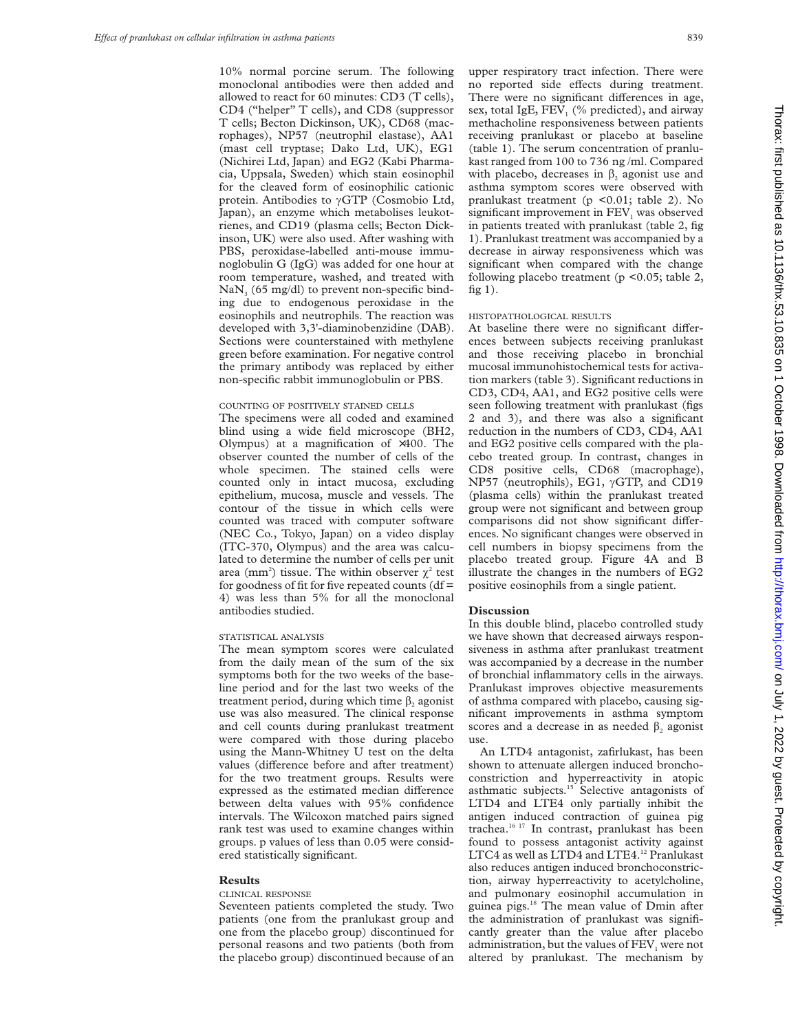10% normal porcine serum. The following monoclonal antibodies were then added and allowed to react for 60 minutes: CD3 (T cells), CD4 ("helper" T cells), and CD8 (suppressor T cells; Becton Dickinson, UK), CD68 (macrophages), NP57 (neutrophil elastase), AA1 (mast cell tryptase; Dako Ltd, UK), EG1 (Nichirei Ltd, Japan) and EG2 (Kabi Pharmacia, Uppsala, Sweden) which stain eosinophil for the cleaved form of eosinophilic cationic protein. Antibodies to γGTP (Cosmobio Ltd, Japan), an enzyme which metabolises leukotrienes, and CD19 (plasma cells; Becton Dickinson, UK) were also used. After washing with PBS, peroxidase-labelled anti-mouse immunoglobulin G (IgG) was added for one hour at room temperature, washed, and treated with $NaN_3$ (65 mg/dl) to prevent non-specific binding due to endogenous peroxidase in the eosinophils and neutrophils. The reaction was developed with 3,3'-diaminobenzidine (DAB). Sections were counterstained with methylene green before examination. For negative control the primary antibody was replaced by either non-specific rabbit immunoglobulin or PBS.

### COUNTING OF POSITIVELY STAINED CELLS

The specimens were all coded and examined blind using a wide field microscope (BH2, Olympus) at a magnification of ×400. The observer counted the number of cells of the whole specimen. The stained cells were counted only in intact mucosa, excluding epithelium, mucosa, muscle and vessels. The contour of the tissue in which cells were counted was traced with computer software (NEC Co., Tokyo, Japan) on a video display (ITC-370, Olympus) and the area was calculated to determine the number of cells per unit area ($mm^2$) tissue. The within observer $\chi^2$ test for goodness of fit for five repeated counts (df = 4) was less than 5% for all the monoclonal antibodies studied.

### STATISTICAL ANALYSIS

The mean symptom scores were calculated from the daily mean of the sum of the six symptoms both for the two weeks of the baseline period and for the last two weeks of the treatment period, during which time $\beta_2$ agonist use was also measured. The clinical response and cell counts during pranlukast treatment were compared with those during placebo using the Mann-Whitney U test on the delta values (difference before and after treatment) for the two treatment groups. Results were expressed as the estimated median difference between delta values with 95% confidence intervals. The Wilcoxon matched pairs signed rank test was used to examine changes within groups. p values of less than 0.05 were considered statistically significant.

## Results

### CLINICAL RESPONSE

Seventeen patients completed the study. Two patients (one from the pranlukast group and one from the placebo group) discontinued for personal reasons and two patients (both from the placebo group) discontinued because of an upper respiratory tract infection. There were no reported side effects during treatment. There were no significant differences in age, sex, total IgE, $FEV_1$ (% predicted), and airway methacholine responsiveness between patients receiving pranlukast or placebo at baseline (table 1). The serum concentration of pranlukast ranged from 100 to 736 ng/ml. Compared with placebo, decreases in $\beta_2$ agonist use and asthma symptom scores were observed with pranlukast treatment ($p < 0.01$; table 2). No significant improvement in $FEV_1$ was observed in patients treated with pranlukast (table 2, fig 1). Pranlukast treatment was accompanied by a decrease in airway responsiveness which was significant when compared with the change following placebo treatment ($p < 0.05$; table 2, fig 1).

### HISTOPATHOLOGICAL RESULTS

At baseline there were no significant differences between subjects receiving pranlukast and those receiving placebo in bronchial mucosal immunohistochemical tests for activation markers (table 3). Significant reductions in CD3, CD4, AA1, and EG2 positive cells were seen following treatment with pranlukast (figs 2 and 3), and there was also a significant reduction in the numbers of CD3, CD4, AA1 and EG2 positive cells compared with the placebo treated group. In contrast, changes in CD8 positive cells, CD68 (macrophage), NP57 (neutrophils), EG1, γGTP, and CD19 (plasma cells) within the pranlukast treated group were not significant and between group comparisons did not show significant differences. No significant changes were observed in cell numbers in biopsy specimens from the placebo treated group. Figure 4A and B illustrate the changes in the numbers of EG2 positive eosinophils from a single patient.

## Discussion

In this double blind, placebo controlled study we have shown that decreased airways responsiveness in asthma after pranlukast treatment was accompanied by a decrease in the number of bronchial inflammatory cells in the airways. Pranlukast improves objective measurements of asthma compared with placebo, causing significant improvements in asthma symptom scores and a decrease in as needed $\beta_2$ agonist use.

An LTD4 antagonist, zafirlukast, has been shown to attenuate allergen induced bronchoconstriction and hyperreactivity in atopic asthmatic subjects.[15] Selective antagonists of LTD4 and LTE4 only partially inhibit the antigen induced contraction of guinea pig trachea.[16 17] In contrast, pranlukast has been found to possess antagonist activity against LTC4 as well as LTD4 and LTE4.[12] Pranlukast also reduces antigen induced bronchoconstriction, airway hyperreactivity to acetylcholine, and pulmonary eosinophil accumulation in guinea pigs.[18] The mean value of Dmin after the administration of pranlukast was significantly greater than the value after placebo administration, but the values of $FEV_1$ were not altered by pranlukast. The mechanism by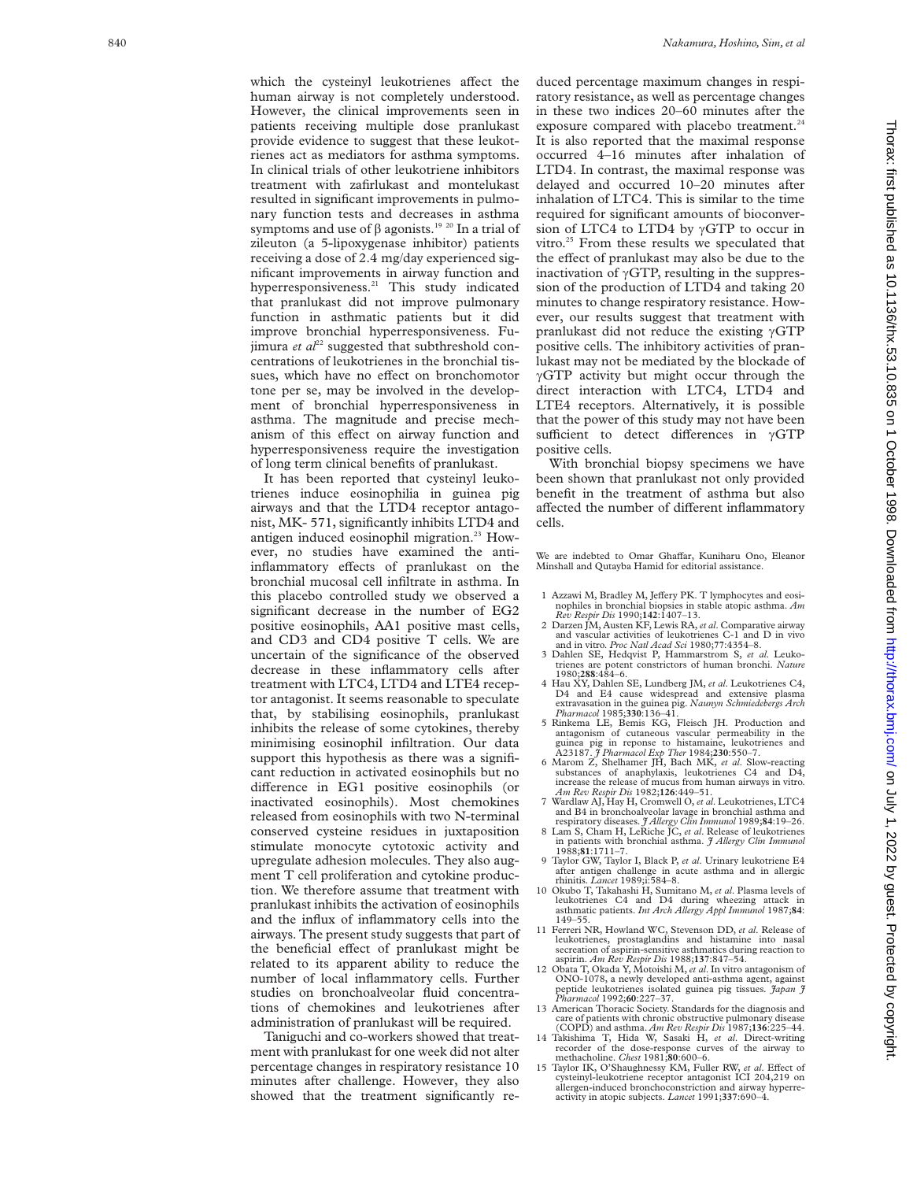which the cysteinyl leukotrienes affect the human airway is not completely understood. However, the clinical improvements seen in patients receiving multiple dose pranlukast provide evidence to suggest that these leukotrienes act as mediators for asthma symptoms. In clinical trials of other leukotriene inhibitors treatment with zafirlukast and montelukast resulted in significant improvements in pulmonary function tests and decreases in asthma symptoms and use of β agonists.[19 20] In a trial of zileuton (a 5-lipoxygenase inhibitor) patients receiving a dose of 2.4 mg/day experienced significant improvements in airway function and hyperresponsiveness.[21] This study indicated that pranlukast did not improve pulmonary function in asthmatic patients but it did improve bronchial hyperresponsiveness. Fujimura *et al*[22] suggested that subthreshold concentrations of leukotrienes in the bronchial tissues, which have no effect on bronchomotor tone per se, may be involved in the development of bronchial hyperresponsiveness in asthma. The magnitude and precise mechanism of this effect on airway function and hyperresponsiveness require the investigation of long term clinical benefits of pranlukast.

It has been reported that cysteinyl leukotrienes induce eosinophilia in guinea pig airways and that the LTD4 receptor antagonist, MK- 571, significantly inhibits LTD4 and antigen induced eosinophil migration.[23] However, no studies have examined the anti-inflammatory effects of pranlukast on the bronchial mucosal cell infiltrate in asthma. In this placebo controlled study we observed a significant decrease in the number of EG2 positive eosinophils, AA1 positive mast cells, and CD3 and CD4 positive T cells. We are uncertain of the significance of the observed decrease in these inflammatory cells after treatment with LTC4, LTD4 and LTE4 receptor antagonist. It seems reasonable to speculate that, by stabilising eosinophils, pranlukast inhibits the release of some cytokines, thereby minimising eosinophil infiltration. Our data support this hypothesis as there was a significant reduction in activated eosinophils but no difference in EG1 positive eosinophils (or inactivated eosinophils). Most chemokines released from eosinophils with two N-terminal conserved cysteine residues in juxtaposition stimulate monocyte cytotoxic activity and upregulate adhesion molecules. They also augment T cell proliferation and cytokine production. We therefore assume that treatment with pranlukast inhibits the activation of eosinophils and the influx of inflammatory cells into the airways. The present study suggests that part of the beneficial effect of pranlukast might be related to its apparent ability to reduce the number of local inflammatory cells. Further studies on bronchoalveolar fluid concentrations of chemokines and leukotrienes after administration of pranlukast will be required.

Taniguchi and co-workers showed that treatment with pranlukast for one week did not alter percentage changes in respiratory resistance 10 minutes after challenge. However, they also showed that the treatment significantly reduced percentage maximum changes in respiratory resistance, as well as percentage changes in these two indices 20–60 minutes after the exposure compared with placebo treatment.[24] It is also reported that the maximal response occurred 4–16 minutes after inhalation of LTD4. In contrast, the maximal response was delayed and occurred 10–20 minutes after inhalation of LTC4. This is similar to the time required for significant amounts of bioconversion of LTC4 to LTD4 by γGTP to occur in vitro.[25] From these results we speculated that the effect of pranlukast may also be due to the inactivation of γGTP, resulting in the suppression of the production of LTD4 and taking 20 minutes to change respiratory resistance. However, our results suggest that treatment with pranlukast did not reduce the existing γGTP positive cells. The inhibitory activities of pranlukast may not be mediated by the blockade of γGTP activity but might occur through the direct interaction with LTC4, LTD4 and LTE4 receptors. Alternatively, it is possible that the power of this study may not have been sufficient to detect differences in γGTP positive cells.

With bronchial biopsy specimens we have been shown that pranlukast not only provided benefit in the treatment of asthma but also affected the number of different inflammatory cells.

We are indebted to Omar Ghaffar, Kuniharu Ono, Eleanor Minshall and Qutayba Hamid for editorial assistance.

1. Azzawi M, Bradley M, Jeffery PK. T lymphocytes and eosinophiles in bronchial biopsies in stable atopic asthma. *Am Rev Respir Dis* 1990;**142**:1407–13.
2. Darzen JM, Austen KF, Lewis RA, *et al*. Comparative airway and vascular activities of leukotrienes C-1 and D in vivo and in vitro. *Proc Natl Acad Sci* 1980;**77**:4354–8.
3. Dahlen SE, Hedqvist P, Hammarstrom S, *et al*. Leukotrienes are potent constrictors of human bronchi. *Nature* 1980;**288**:484–6.
4. Hau XY, Dahlen SE, Lundberg JM, *et al*. Leukotrienes C4, D4 and E4 cause widespread and extensive plasma extravasation in the guinea pig. *Naunyn Schmiedebergs Arch Pharmacol* 1985;**330**:136–41.
5. Rinkema LE, Bemis KG, Fleisch JH. Production and antagonism of cutaneous vascular permeability in the guinea pig in reponse to histamaine, leukotrienes and A23187. *J Pharmacol Exp Ther* 1984;**230**:550–7.
6. Marom Z, Shelhamer JH, Bach MK, *et al*. Slow-reacting substances of anaphylaxis, leukotrienes C4 and D4, increase the release of mucus from human airways in vitro. *Am Rev Respir Dis* 1982;**126**:449–51.
7. Wardlaw AJ, Hay H, Cromwell O, *et al*. Leukotrienes, LTC4 and B4 in bronchoalveolar lavage in bronchial asthma and respiratory diseases. *J Allergy Clin Immunol* 1989;**84**:19–26.
8. Lam S, Cham H, LeRiche JC, *et al*. Release of leukotrienes in patients with bronchial asthma. *J Allergy Clin Immunol* 1988;**81**:1711–7.
9. Taylor GW, Taylor I, Black P, *et al*. Urinary leukotriene E4 after antigen challenge in acute asthma and in allergic rhinitis. *Lancet* 1989;**i**:584–8.
10. Okubo T, Takahashi H, Sumitano M, *et al*. Plasma levels of leukotrienes C4 and D4 during wheezing attack in asthmatic patients. *Int Arch Allergy Appl Immunol* 1987;**84**:149–55.
11. Ferreri NR, Howland WC, Stevenson DD, *et al*. Release of leukotrienes, prostaglandins and histamine into nasal secreation of aspirin-sensitive asthmatics during reaction to aspirin. *Am Rev Respir Dis* 1988;**137**:847–54.
12. Obata T, Okada Y, Motoishi M, *et al*. In vitro antagonism of ONO-1078, a newly developed anti-asthma agent, against peptide leukotrienes isolated guinea pig tissues. *Japan J Pharmacol* 1992;**60**:227–37.
13. American Thoracic Society. Standards for the diagnosis and care of patients with chronic obstructive pulmonary disease (COPD) and asthma. *Am Rev Respir Dis* 1987;**136**:225–44.
14. Takishima T, Hida W, Sasaki H, *et al*. Direct-writing recorder of the dose-response curves of the airway to methacholine. *Chest* 1981;**80**:600–6.
15. Taylor IK, O'Shaughnessy KM, Fuller RW, *et al*. Effect of cysteinyl-leukotriene receptor antagonist ICI 204,219 on allergen-induced bronchoconstriction and airway hyperreactivity in atopic subjects. *Lancet* 1991;**337**:690–4.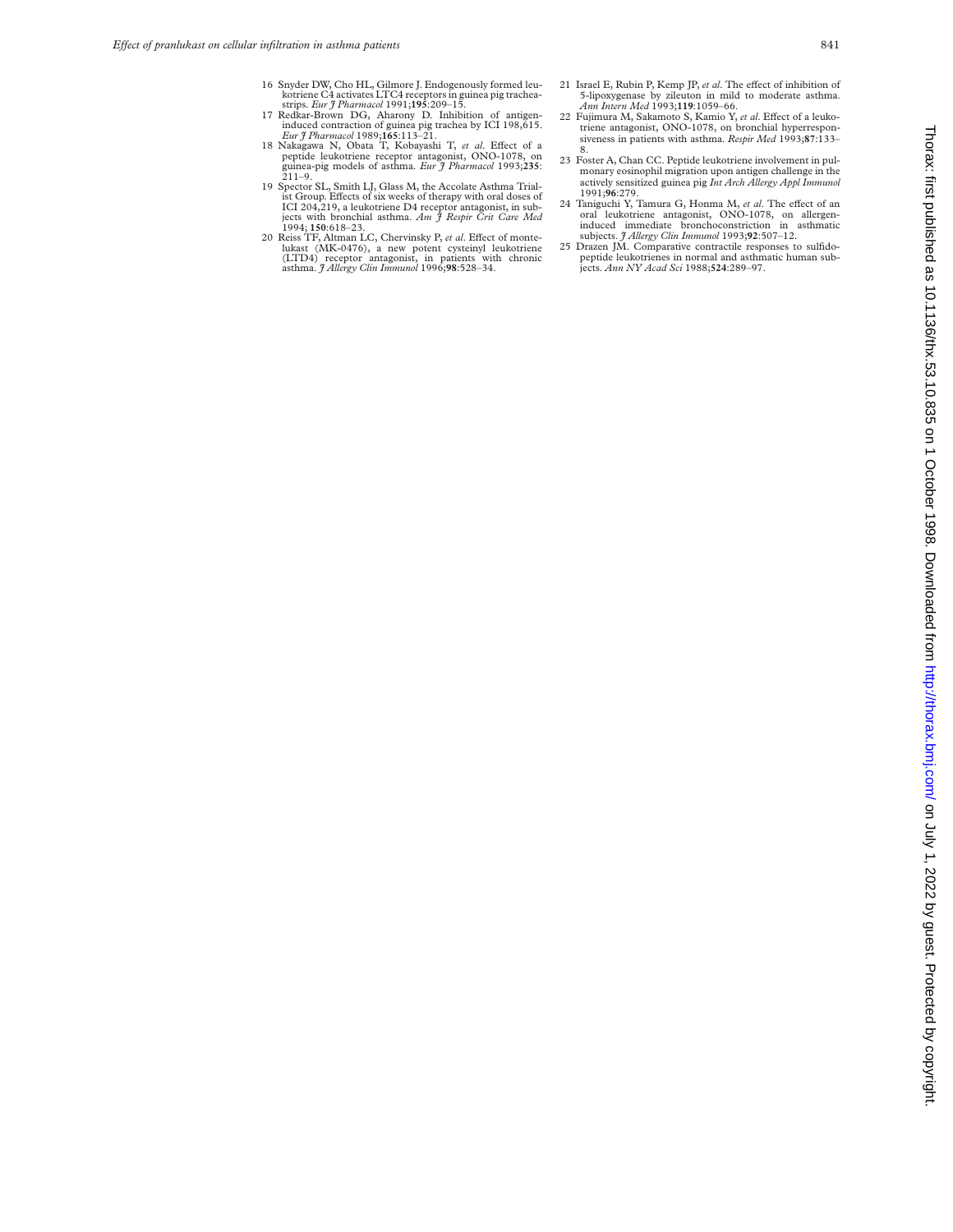16 Snyder DW, Cho HL, Gilmore J. Endogenously formed leukotriene C4 activates LTC4 receptors in guinea pig trachea-strips. *Eur J Pharmacol* 1991;**195**:209–15.

17 Redkar-Brown DG, Aharony D. Inhibition of antigen-induced contraction of guinea pig trachea by ICI 198,615. *Eur J Pharmacol* 1989;**165**:113–21.

18 Nakagawa N, Obata T, Kobayashi T, *et al*. Effect of a peptide leukotriene receptor antagonist, ONO-1078, on guinea-pig models of asthma. *Eur J Pharmacol* 1993;**235**: 211–9.

19 Spector SL, Smith LJ, Glass M, the Accolate Asthma Trialist Group. Effects of six weeks of therapy with oral doses of ICI 204,219, a leukotriene D4 receptor antagonist, in subjects with bronchial asthma. *Am J Respir Crit Care Med* 1994; **150**:618–23.

20 Reiss TF, Altman LC, Chervinsky P, *et al*. Effect of montelukast (MK-0476), a new potent cysteinyl leukotriene (LTD4) receptor antagonist, in patients with chronic asthma. *J Allergy Clin Immunol* 1996;**98**:528–34.

21 Israel E, Rubin P, Kemp JP, *et al*. The effect of inhibition of 5-lipoxygenase by zileuton in mild to moderate asthma. *Ann Intern Med* 1993;**119**:1059–66.

22 Fujimura M, Sakamoto S, Kamio Y, *et al*. Effect of a leukotriene antagonist, ONO-1078, on bronchial hyperresponsiveness in patients with asthma. *Respir Med* 1993;**87**:133–8.

23 Foster A, Chan CC. Peptide leukotriene involvement in pulmonary eosinophil migration upon antigen challenge in the actively sensitized guinea pig *Int Arch Allergy Appl Immunol* 1991;**96**:279.

24 Taniguchi Y, Tamura G, Honma M, *et al*. The effect of an oral leukotriene antagonist, ONO-1078, on allergen-induced immediate bronchoconstriction in asthmatic subjects. *J Allergy Clin Immunol* 1993;**92**:507–12.

25 Drazen JM. Comparative contractile responses to sulfidopeptide leukotrienes in normal and asthmatic human subjects. *Ann NY Acad Sci* 1988;**524**:289–97.